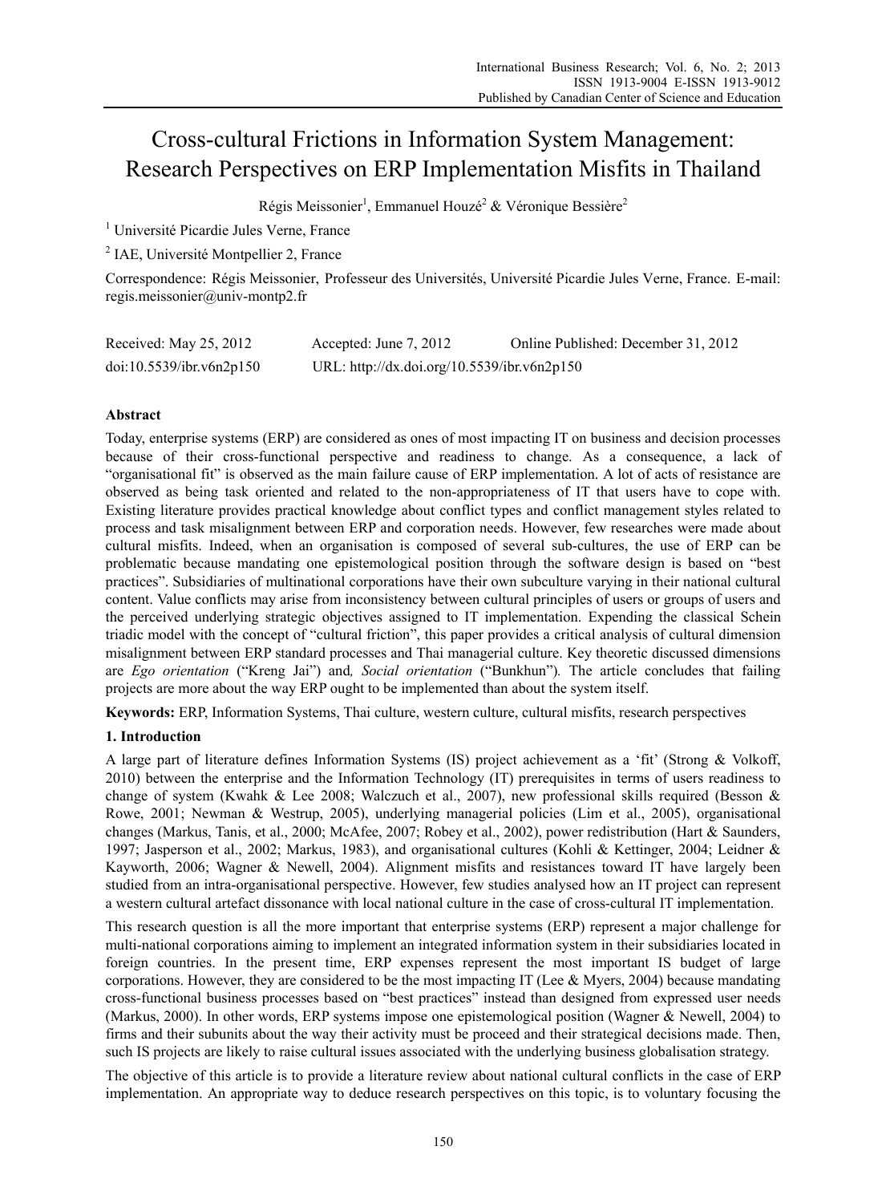# Cross-cultural Frictions in Information System Management: Research Perspectives on ERP Implementation Misfits in Thailand

Régis Meissonier[1], Emmanuel Houzé[2] & Véronique Bessière[2]

[1] Université Picardie Jules Verne, France

[2] IAE, Université Montpellier 2, France

Correspondence: Régis Meissonier, Professeur des Universités, Université Picardie Jules Verne, France. E-mail: regis.meissonier@univ-montp2.fr

Received: May 25, 2012 Accepted: June 7, 2012 Online Published: December 31, 2012

doi:10.5539/ibr.v6n2p150 URL: http://dx.doi.org/10.5539/ibr.v6n2p150

## Abstract

Today, enterprise systems (ERP) are considered as ones of most impacting IT on business and decision processes because of their cross-functional perspective and readiness to change. As a consequence, a lack of "organisational fit" is observed as the main failure cause of ERP implementation. A lot of acts of resistance are observed as being task oriented and related to the non-appropriateness of IT that users have to cope with. Existing literature provides practical knowledge about conflict types and conflict management styles related to process and task misalignment between ERP and corporation needs. However, few researches were made about cultural misfits. Indeed, when an organisation is composed of several sub-cultures, the use of ERP can be problematic because mandating one epistemological position through the software design is based on "best practices". Subsidiaries of multinational corporations have their own subculture varying in their national cultural content. Value conflicts may arise from inconsistency between cultural principles of users or groups of users and the perceived underlying strategic objectives assigned to IT implementation. Expending the classical Schein triadic model with the concept of "cultural friction", this paper provides a critical analysis of cultural dimension misalignment between ERP standard processes and Thai managerial culture. Key theoretic discussed dimensions are *Ego orientation* ("Kreng Jai") and*, Social orientation* ("Bunkhun")*.* The article concludes that failing projects are more about the way ERP ought to be implemented than about the system itself.

**Keywords:** ERP, Information Systems, Thai culture, western culture, cultural misfits, research perspectives

## 1. Introduction

A large part of literature defines Information Systems (IS) project achievement as a 'fit' (Strong & Volkoff, 2010) between the enterprise and the Information Technology (IT) prerequisites in terms of users readiness to change of system (Kwahk & Lee 2008; Walczuch et al., 2007), new professional skills required (Besson & Rowe, 2001; Newman & Westrup, 2005), underlying managerial policies (Lim et al., 2005), organisational changes (Markus, Tanis, et al., 2000; McAfee, 2007; Robey et al., 2002), power redistribution (Hart & Saunders, 1997; Jasperson et al., 2002; Markus, 1983), and organisational cultures (Kohli & Kettinger, 2004; Leidner & Kayworth, 2006; Wagner & Newell, 2004). Alignment misfits and resistances toward IT have largely been studied from an intra-organisational perspective. However, few studies analysed how an IT project can represent a western cultural artefact dissonance with local national culture in the case of cross-cultural IT implementation.

This research question is all the more important that enterprise systems (ERP) represent a major challenge for multi-national corporations aiming to implement an integrated information system in their subsidiaries located in foreign countries. In the present time, ERP expenses represent the most important IS budget of large corporations. However, they are considered to be the most impacting IT (Lee & Myers, 2004) because mandating cross-functional business processes based on "best practices" instead than designed from expressed user needs (Markus, 2000). In other words, ERP systems impose one epistemological position (Wagner & Newell, 2004) to firms and their subunits about the way their activity must be proceed and their strategical decisions made. Then, such IS projects are likely to raise cultural issues associated with the underlying business globalisation strategy.

The objective of this article is to provide a literature review about national cultural conflicts in the case of ERP implementation. An appropriate way to deduce research perspectives on this topic, is to voluntary focusing the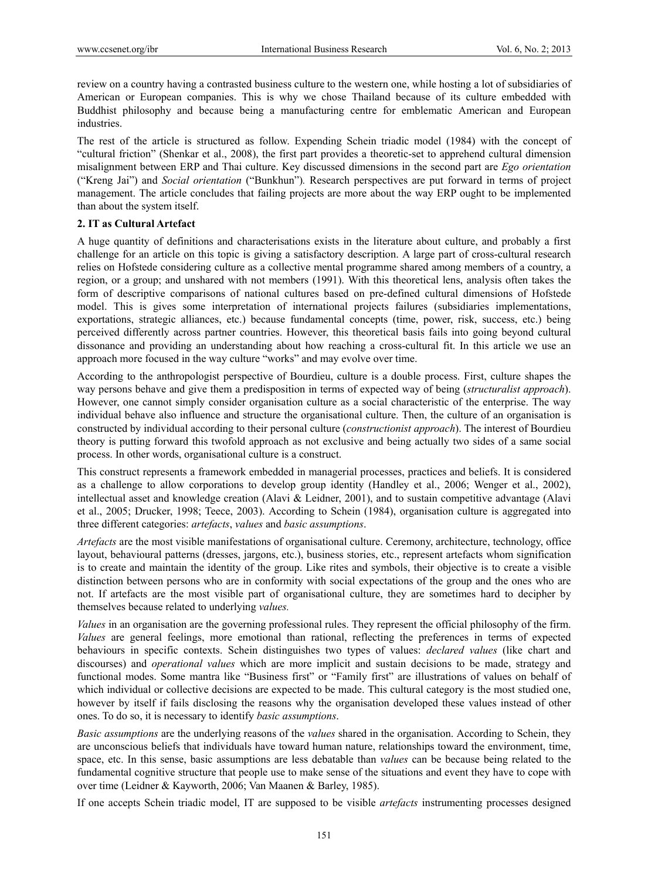review on a country having a contrasted business culture to the western one, while hosting a lot of subsidiaries of American or European companies. This is why we chose Thailand because of its culture embedded with Buddhist philosophy and because being a manufacturing centre for emblematic American and European industries.

The rest of the article is structured as follow. Expending Schein triadic model (1984) with the concept of "cultural friction" (Shenkar et al., 2008), the first part provides a theoretic-set to apprehend cultural dimension misalignment between ERP and Thai culture. Key discussed dimensions in the second part are *Ego orientation* ("Kreng Jai") and *Social orientation* ("Bunkhun"). Research perspectives are put forward in terms of project management. The article concludes that failing projects are more about the way ERP ought to be implemented than about the system itself.

## 2. IT as Cultural Artefact

A huge quantity of definitions and characterisations exists in the literature about culture, and probably a first challenge for an article on this topic is giving a satisfactory description. A large part of cross-cultural research relies on Hofstede considering culture as a collective mental programme shared among members of a country, a region, or a group; and unshared with not members (1991). With this theoretical lens, analysis often takes the form of descriptive comparisons of national cultures based on pre-defined cultural dimensions of Hofstede model. This is gives some interpretation of international projects failures (subsidiaries implementations, exportations, strategic alliances, etc.) because fundamental concepts (time, power, risk, success, etc.) being perceived differently across partner countries. However, this theoretical basis fails into going beyond cultural dissonance and providing an understanding about how reaching a cross-cultural fit. In this article we use an approach more focused in the way culture "works" and may evolve over time.

According to the anthropologist perspective of Bourdieu, culture is a double process. First, culture shapes the way persons behave and give them a predisposition in terms of expected way of being (*structuralist approach*). However, one cannot simply consider organisation culture as a social characteristic of the enterprise. The way individual behave also influence and structure the organisational culture. Then, the culture of an organisation is constructed by individual according to their personal culture (*constructionist approach*). The interest of Bourdieu theory is putting forward this twofold approach as not exclusive and being actually two sides of a same social process. In other words, organisational culture is a construct.

This construct represents a framework embedded in managerial processes, practices and beliefs. It is considered as a challenge to allow corporations to develop group identity (Handley et al., 2006; Wenger et al., 2002), intellectual asset and knowledge creation (Alavi & Leidner, 2001), and to sustain competitive advantage (Alavi et al., 2005; Drucker, 1998; Teece, 2003). According to Schein (1984), organisation culture is aggregated into three different categories: *artefacts*, *values* and *basic assumptions*.

*Artefacts* are the most visible manifestations of organisational culture. Ceremony, architecture, technology, office layout, behavioural patterns (dresses, jargons, etc.), business stories, etc., represent artefacts whom signification is to create and maintain the identity of the group. Like rites and symbols, their objective is to create a visible distinction between persons who are in conformity with social expectations of the group and the ones who are not. If artefacts are the most visible part of organisational culture, they are sometimes hard to decipher by themselves because related to underlying *values.*

*Values* in an organisation are the governing professional rules. They represent the official philosophy of the firm. *Values* are general feelings, more emotional than rational, reflecting the preferences in terms of expected behaviours in specific contexts. Schein distinguishes two types of values: *declared values* (like chart and discourses) and *operational values* which are more implicit and sustain decisions to be made, strategy and functional modes. Some mantra like "Business first" or "Family first" are illustrations of values on behalf of which individual or collective decisions are expected to be made. This cultural category is the most studied one, however by itself if fails disclosing the reasons why the organisation developed these values instead of other ones. To do so, it is necessary to identify *basic assumptions*.

*Basic assumptions* are the underlying reasons of the *values* shared in the organisation. According to Schein, they are unconscious beliefs that individuals have toward human nature, relationships toward the environment, time, space, etc. In this sense, basic assumptions are less debatable than *values* can be because being related to the fundamental cognitive structure that people use to make sense of the situations and event they have to cope with over time (Leidner & Kayworth, 2006; Van Maanen & Barley, 1985).

If one accepts Schein triadic model, IT are supposed to be visible *artefacts* instrumenting processes designed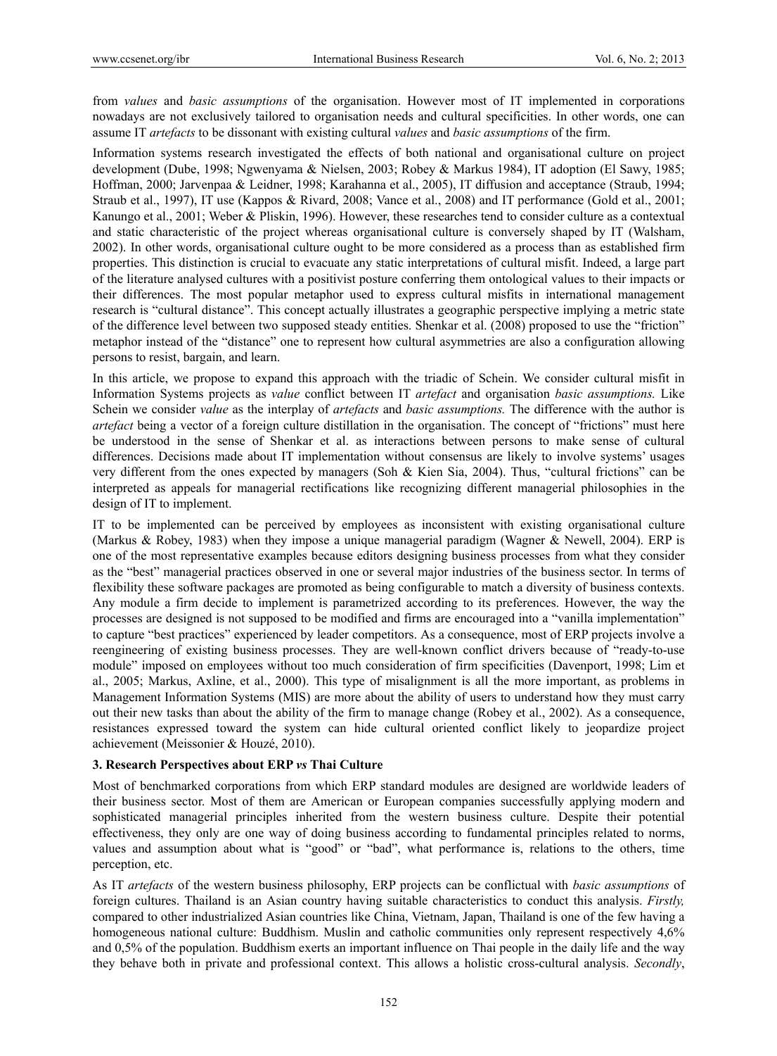from *values* and *basic assumptions* of the organisation. However most of IT implemented in corporations nowadays are not exclusively tailored to organisation needs and cultural specificities. In other words, one can assume IT *artefacts* to be dissonant with existing cultural *values* and *basic assumptions* of the firm.

Information systems research investigated the effects of both national and organisational culture on project development (Dube, 1998; Ngwenyama & Nielsen, 2003; Robey & Markus 1984), IT adoption (El Sawy, 1985; Hoffman, 2000; Jarvenpaa & Leidner, 1998; Karahanna et al., 2005), IT diffusion and acceptance (Straub, 1994; Straub et al., 1997), IT use (Kappos & Rivard, 2008; Vance et al., 2008) and IT performance (Gold et al., 2001; Kanungo et al., 2001; Weber & Pliskin, 1996). However, these researches tend to consider culture as a contextual and static characteristic of the project whereas organisational culture is conversely shaped by IT (Walsham, 2002). In other words, organisational culture ought to be more considered as a process than as established firm properties. This distinction is crucial to evacuate any static interpretations of cultural misfit. Indeed, a large part of the literature analysed cultures with a positivist posture conferring them ontological values to their impacts or their differences. The most popular metaphor used to express cultural misfits in international management research is "cultural distance". This concept actually illustrates a geographic perspective implying a metric state of the difference level between two supposed steady entities. Shenkar et al. (2008) proposed to use the "friction" metaphor instead of the "distance" one to represent how cultural asymmetries are also a configuration allowing persons to resist, bargain, and learn.

In this article, we propose to expand this approach with the triadic of Schein. We consider cultural misfit in Information Systems projects as *value* conflict between IT *artefact* and organisation *basic assumptions.* Like Schein we consider *value* as the interplay of *artefacts* and *basic assumptions.* The difference with the author is *artefact* being a vector of a foreign culture distillation in the organisation. The concept of "frictions" must here be understood in the sense of Shenkar et al. as interactions between persons to make sense of cultural differences. Decisions made about IT implementation without consensus are likely to involve systems' usages very different from the ones expected by managers (Soh & Kien Sia, 2004). Thus, "cultural frictions" can be interpreted as appeals for managerial rectifications like recognizing different managerial philosophies in the design of IT to implement.

IT to be implemented can be perceived by employees as inconsistent with existing organisational culture (Markus & Robey, 1983) when they impose a unique managerial paradigm (Wagner & Newell, 2004). ERP is one of the most representative examples because editors designing business processes from what they consider as the "best" managerial practices observed in one or several major industries of the business sector. In terms of flexibility these software packages are promoted as being configurable to match a diversity of business contexts. Any module a firm decide to implement is parametrized according to its preferences. However, the way the processes are designed is not supposed to be modified and firms are encouraged into a "vanilla implementation" to capture "best practices" experienced by leader competitors. As a consequence, most of ERP projects involve a reengineering of existing business processes. They are well-known conflict drivers because of "ready-to-use module" imposed on employees without too much consideration of firm specificities (Davenport, 1998; Lim et al., 2005; Markus, Axline, et al., 2000). This type of misalignment is all the more important, as problems in Management Information Systems (MIS) are more about the ability of users to understand how they must carry out their new tasks than about the ability of the firm to manage change (Robey et al., 2002). As a consequence, resistances expressed toward the system can hide cultural oriented conflict likely to jeopardize project achievement (Meissonier & Houzé, 2010).

## 3. Research Perspectives about ERP *vs* Thai Culture

Most of benchmarked corporations from which ERP standard modules are designed are worldwide leaders of their business sector. Most of them are American or European companies successfully applying modern and sophisticated managerial principles inherited from the western business culture. Despite their potential effectiveness, they only are one way of doing business according to fundamental principles related to norms, values and assumption about what is "good" or "bad", what performance is, relations to the others, time perception, etc.

As IT *artefacts* of the western business philosophy, ERP projects can be conflictual with *basic assumptions* of foreign cultures. Thailand is an Asian country having suitable characteristics to conduct this analysis. *Firstly,* compared to other industrialized Asian countries like China, Vietnam, Japan, Thailand is one of the few having a homogeneous national culture: Buddhism. Muslin and catholic communities only represent respectively 4,6% and 0,5% of the population. Buddhism exerts an important influence on Thai people in the daily life and the way they behave both in private and professional context. This allows a holistic cross-cultural analysis. *Secondly*,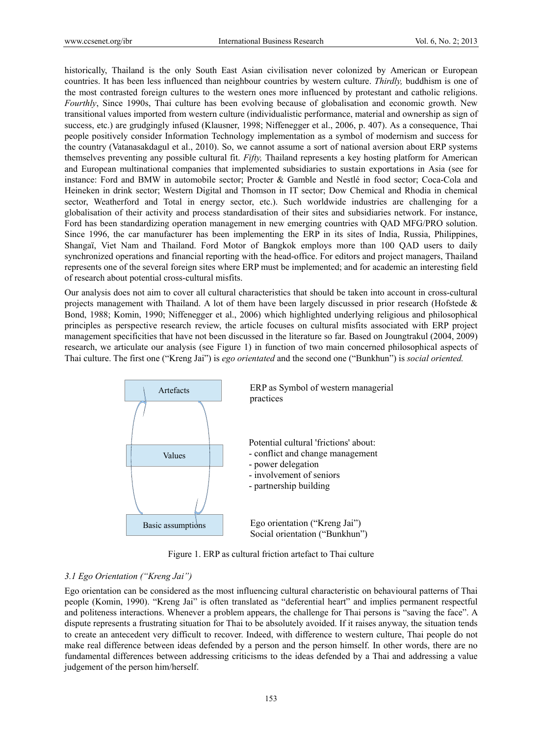historically, Thailand is the only South East Asian civilisation never colonized by American or European countries. It has been less influenced than neighbour countries by western culture. *Thirdly,* buddhism is one of the most contrasted foreign cultures to the western ones more influenced by protestant and catholic religions. *Fourthly*, Since 1990s, Thai culture has been evolving because of globalisation and economic growth. New transitional values imported from western culture (individualistic performance, material and ownership as sign of success, etc.) are grudgingly infused (Klausner, 1998; Niffenegger et al., 2006, p. 407). As a consequence, Thai people positively consider Information Technology implementation as a symbol of modernism and success for the country (Vatanasakdagul et al., 2010). So, we cannot assume a sort of national aversion about ERP systems themselves preventing any possible cultural fit. *Fifty,* Thailand represents a key hosting platform for American and European multinational companies that implemented subsidiaries to sustain exportations in Asia (see for instance: Ford and BMW in automobile sector; Procter & Gamble and Nestlé in food sector; Coca-Cola and Heineken in drink sector; Western Digital and Thomson in IT sector; Dow Chemical and Rhodia in chemical sector, Weatherford and Total in energy sector, etc.). Such worldwide industries are challenging for a globalisation of their activity and process standardisation of their sites and subsidiaries network. For instance, Ford has been standardizing operation management in new emerging countries with QAD MFG/PRO solution. Since 1996, the car manufacturer has been implementing the ERP in its sites of India, Russia, Philippines, Shangaï, Viet Nam and Thailand. Ford Motor of Bangkok employs more than 100 QAD users to daily synchronized operations and financial reporting with the head-office. For editors and project managers, Thailand represents one of the several foreign sites where ERP must be implemented; and for academic an interesting field of research about potential cross-cultural misfits.

Our analysis does not aim to cover all cultural characteristics that should be taken into account in cross-cultural projects management with Thailand. A lot of them have been largely discussed in prior research (Hofstede & Bond, 1988; Komin, 1990; Niffenegger et al., 2006) which highlighted underlying religious and philosophical principles as perspective research review, the article focuses on cultural misfits associated with ERP project management specificities that have not been discussed in the literature so far. Based on Joungtrakul (2004, 2009) research, we articulate our analysis (see Figure 1) in function of two main concerned philosophical aspects of Thai culture. The first one ("Kreng Jai") is *ego orientated* and the second one ("Bunkhun") is *social oriented.*

| | |
|---|---|
| Artefacts | ERP as Symbol of western managerial practices |
| Values | Potential cultural 'frictions' about:<br>- conflict and change management<br>- power delegation<br>- involvement of seniors<br>- partnership building |
| Basic assumptions | Ego orientation ("Kreng Jai")<br>Social orientation ("Bunkhun") |

Figure 1. ERP as cultural friction artefact to Thai culture

### *3.1 Ego Orientation ("Kreng Jai")*

Ego orientation can be considered as the most influencing cultural characteristic on behavioural patterns of Thai people (Komin, 1990). "Kreng Jai" is often translated as "deferential heart" and implies permanent respectful and politeness interactions. Whenever a problem appears, the challenge for Thai persons is "saving the face". A dispute represents a frustrating situation for Thai to be absolutely avoided. If it raises anyway, the situation tends to create an antecedent very difficult to recover. Indeed, with difference to western culture, Thai people do not make real difference between ideas defended by a person and the person himself. In other words, there are no fundamental differences between addressing criticisms to the ideas defended by a Thai and addressing a value judgement of the person him/herself.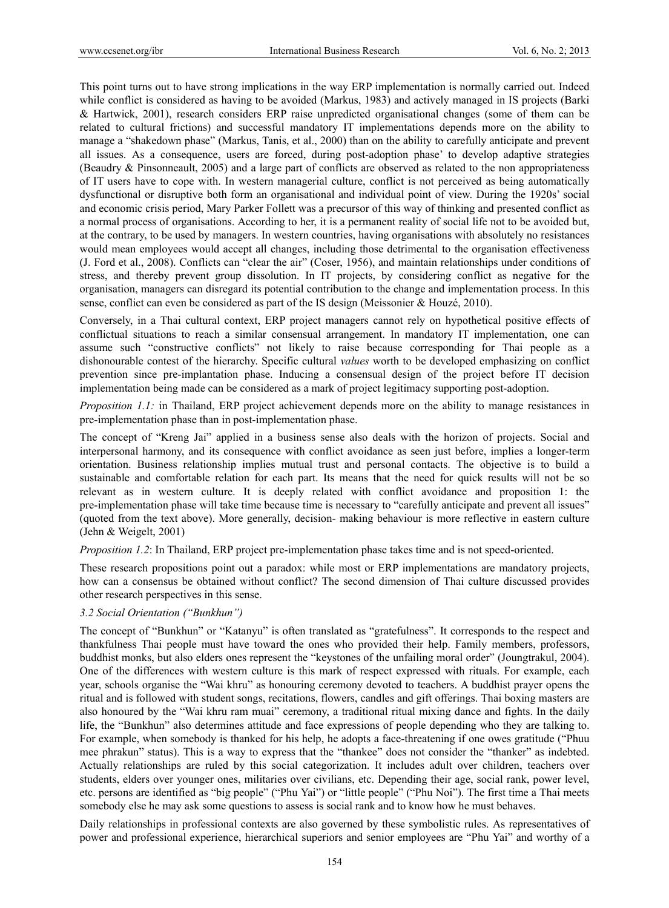This point turns out to have strong implications in the way ERP implementation is normally carried out. Indeed while conflict is considered as having to be avoided (Markus, 1983) and actively managed in IS projects (Barki & Hartwick, 2001), research considers ERP raise unpredicted organisational changes (some of them can be related to cultural frictions) and successful mandatory IT implementations depends more on the ability to manage a "shakedown phase" (Markus, Tanis, et al., 2000) than on the ability to carefully anticipate and prevent all issues. As a consequence, users are forced, during post-adoption phase' to develop adaptive strategies (Beaudry & Pinsonneault, 2005) and a large part of conflicts are observed as related to the non appropriateness of IT users have to cope with. In western managerial culture, conflict is not perceived as being automatically dysfunctional or disruptive both form an organisational and individual point of view. During the 1920s' social and economic crisis period, Mary Parker Follett was a precursor of this way of thinking and presented conflict as a normal process of organisations. According to her, it is a permanent reality of social life not to be avoided but, at the contrary, to be used by managers. In western countries, having organisations with absolutely no resistances would mean employees would accept all changes, including those detrimental to the organisation effectiveness (J. Ford et al., 2008). Conflicts can "clear the air" (Coser, 1956), and maintain relationships under conditions of stress, and thereby prevent group dissolution. In IT projects, by considering conflict as negative for the organisation, managers can disregard its potential contribution to the change and implementation process. In this sense, conflict can even be considered as part of the IS design (Meissonier & Houzé, 2010).

Conversely, in a Thai cultural context, ERP project managers cannot rely on hypothetical positive effects of conflictual situations to reach a similar consensual arrangement. In mandatory IT implementation, one can assume such "constructive conflicts" not likely to raise because corresponding for Thai people as a dishonourable contest of the hierarchy. Specific cultural *values* worth to be developed emphasizing on conflict prevention since pre-implantation phase. Inducing a consensual design of the project before IT decision implementation being made can be considered as a mark of project legitimacy supporting post-adoption.

*Proposition 1.1:* in Thailand, ERP project achievement depends more on the ability to manage resistances in pre-implementation phase than in post-implementation phase.

The concept of "Kreng Jai" applied in a business sense also deals with the horizon of projects. Social and interpersonal harmony, and its consequence with conflict avoidance as seen just before, implies a longer-term orientation. Business relationship implies mutual trust and personal contacts. The objective is to build a sustainable and comfortable relation for each part. Its means that the need for quick results will not be so relevant as in western culture. It is deeply related with conflict avoidance and proposition 1: the pre-implementation phase will take time because time is necessary to "carefully anticipate and prevent all issues" (quoted from the text above). More generally, decision- making behaviour is more reflective in eastern culture (Jehn & Weigelt, 2001)

*Proposition 1.2*: In Thailand, ERP project pre-implementation phase takes time and is not speed-oriented.

These research propositions point out a paradox: while most or ERP implementations are mandatory projects, how can a consensus be obtained without conflict? The second dimension of Thai culture discussed provides other research perspectives in this sense.

### *3.2 Social Orientation ("Bunkhun")*

The concept of "Bunkhun" or "Katanyu" is often translated as "gratefulness". It corresponds to the respect and thankfulness Thai people must have toward the ones who provided their help. Family members, professors, buddhist monks, but also elders ones represent the "keystones of the unfailing moral order" (Joungtrakul, 2004). One of the differences with western culture is this mark of respect expressed with rituals. For example, each year, schools organise the "Wai khru" as honouring ceremony devoted to teachers. A buddhist prayer opens the ritual and is followed with student songs, recitations, flowers, candles and gift offerings. Thai boxing masters are also honoured by the "Wai khru ram muai" ceremony, a traditional ritual mixing dance and fights. In the daily life, the "Bunkhun" also determines attitude and face expressions of people depending who they are talking to. For example, when somebody is thanked for his help, he adopts a face-threatening if one owes gratitude ("Phuu mee phrakun" status). This is a way to express that the "thankee" does not consider the "thanker" as indebted. Actually relationships are ruled by this social categorization. It includes adult over children, teachers over students, elders over younger ones, militaries over civilians, etc. Depending their age, social rank, power level, etc. persons are identified as "big people" ("Phu Yai") or "little people" ("Phu Noi"). The first time a Thai meets somebody else he may ask some questions to assess is social rank and to know how he must behaves.

Daily relationships in professional contexts are also governed by these symbolistic rules. As representatives of power and professional experience, hierarchical superiors and senior employees are "Phu Yai" and worthy of a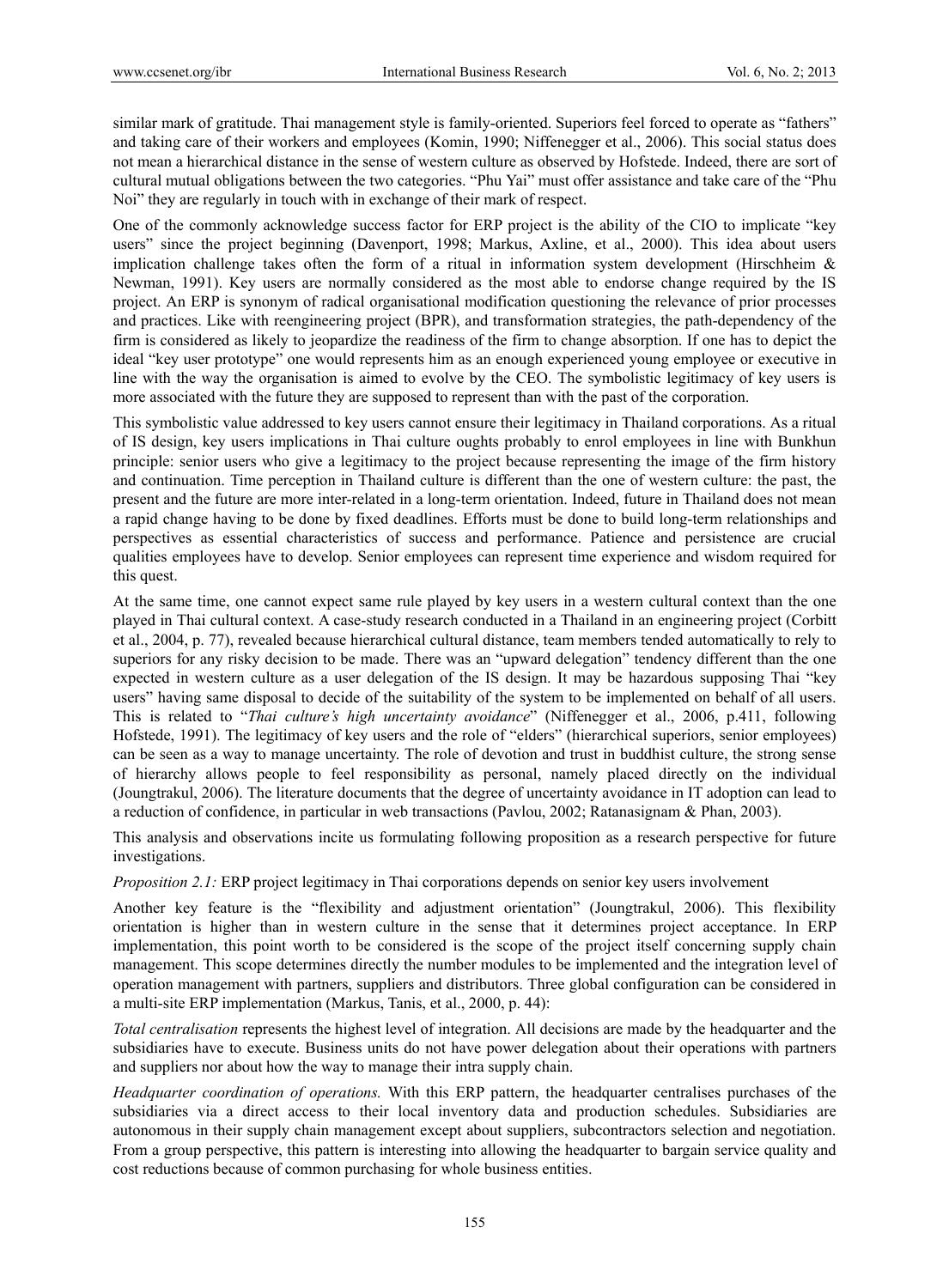similar mark of gratitude. Thai management style is family-oriented. Superiors feel forced to operate as "fathers" and taking care of their workers and employees (Komin, 1990; Niffenegger et al., 2006). This social status does not mean a hierarchical distance in the sense of western culture as observed by Hofstede. Indeed, there are sort of cultural mutual obligations between the two categories. "Phu Yai" must offer assistance and take care of the "Phu Noi" they are regularly in touch with in exchange of their mark of respect.

One of the commonly acknowledge success factor for ERP project is the ability of the CIO to implicate "key users" since the project beginning (Davenport, 1998; Markus, Axline, et al., 2000). This idea about users implication challenge takes often the form of a ritual in information system development (Hirschheim & Newman, 1991). Key users are normally considered as the most able to endorse change required by the IS project. An ERP is synonym of radical organisational modification questioning the relevance of prior processes and practices. Like with reengineering project (BPR), and transformation strategies, the path-dependency of the firm is considered as likely to jeopardize the readiness of the firm to change absorption. If one has to depict the ideal "key user prototype" one would represents him as an enough experienced young employee or executive in line with the way the organisation is aimed to evolve by the CEO. The symbolistic legitimacy of key users is more associated with the future they are supposed to represent than with the past of the corporation.

This symbolistic value addressed to key users cannot ensure their legitimacy in Thailand corporations. As a ritual of IS design, key users implications in Thai culture oughts probably to enrol employees in line with Bunkhun principle: senior users who give a legitimacy to the project because representing the image of the firm history and continuation. Time perception in Thailand culture is different than the one of western culture: the past, the present and the future are more inter-related in a long-term orientation. Indeed, future in Thailand does not mean a rapid change having to be done by fixed deadlines. Efforts must be done to build long-term relationships and perspectives as essential characteristics of success and performance. Patience and persistence are crucial qualities employees have to develop. Senior employees can represent time experience and wisdom required for this quest.

At the same time, one cannot expect same rule played by key users in a western cultural context than the one played in Thai cultural context. A case-study research conducted in a Thailand in an engineering project (Corbitt et al., 2004, p. 77), revealed because hierarchical cultural distance, team members tended automatically to rely to superiors for any risky decision to be made. There was an "upward delegation" tendency different than the one expected in western culture as a user delegation of the IS design. It may be hazardous supposing Thai "key users" having same disposal to decide of the suitability of the system to be implemented on behalf of all users. This is related to "*Thai culture's high uncertainty avoidance*" (Niffenegger et al., 2006, p.411, following Hofstede, 1991). The legitimacy of key users and the role of "elders" (hierarchical superiors, senior employees) can be seen as a way to manage uncertainty. The role of devotion and trust in buddhist culture, the strong sense of hierarchy allows people to feel responsibility as personal, namely placed directly on the individual (Joungtrakul, 2006). The literature documents that the degree of uncertainty avoidance in IT adoption can lead to a reduction of confidence, in particular in web transactions (Pavlou, 2002; Ratanasignam & Phan, 2003).

This analysis and observations incite us formulating following proposition as a research perspective for future investigations.

*Proposition 2.1:* ERP project legitimacy in Thai corporations depends on senior key users involvement

Another key feature is the "flexibility and adjustment orientation" (Joungtrakul, 2006). This flexibility orientation is higher than in western culture in the sense that it determines project acceptance. In ERP implementation, this point worth to be considered is the scope of the project itself concerning supply chain management. This scope determines directly the number modules to be implemented and the integration level of operation management with partners, suppliers and distributors. Three global configuration can be considered in a multi-site ERP implementation (Markus, Tanis, et al., 2000, p. 44):

*Total centralisation* represents the highest level of integration. All decisions are made by the headquarter and the subsidiaries have to execute. Business units do not have power delegation about their operations with partners and suppliers nor about how the way to manage their intra supply chain.

*Headquarter coordination of operations.* With this ERP pattern, the headquarter centralises purchases of the subsidiaries via a direct access to their local inventory data and production schedules. Subsidiaries are autonomous in their supply chain management except about suppliers, subcontractors selection and negotiation. From a group perspective, this pattern is interesting into allowing the headquarter to bargain service quality and cost reductions because of common purchasing for whole business entities.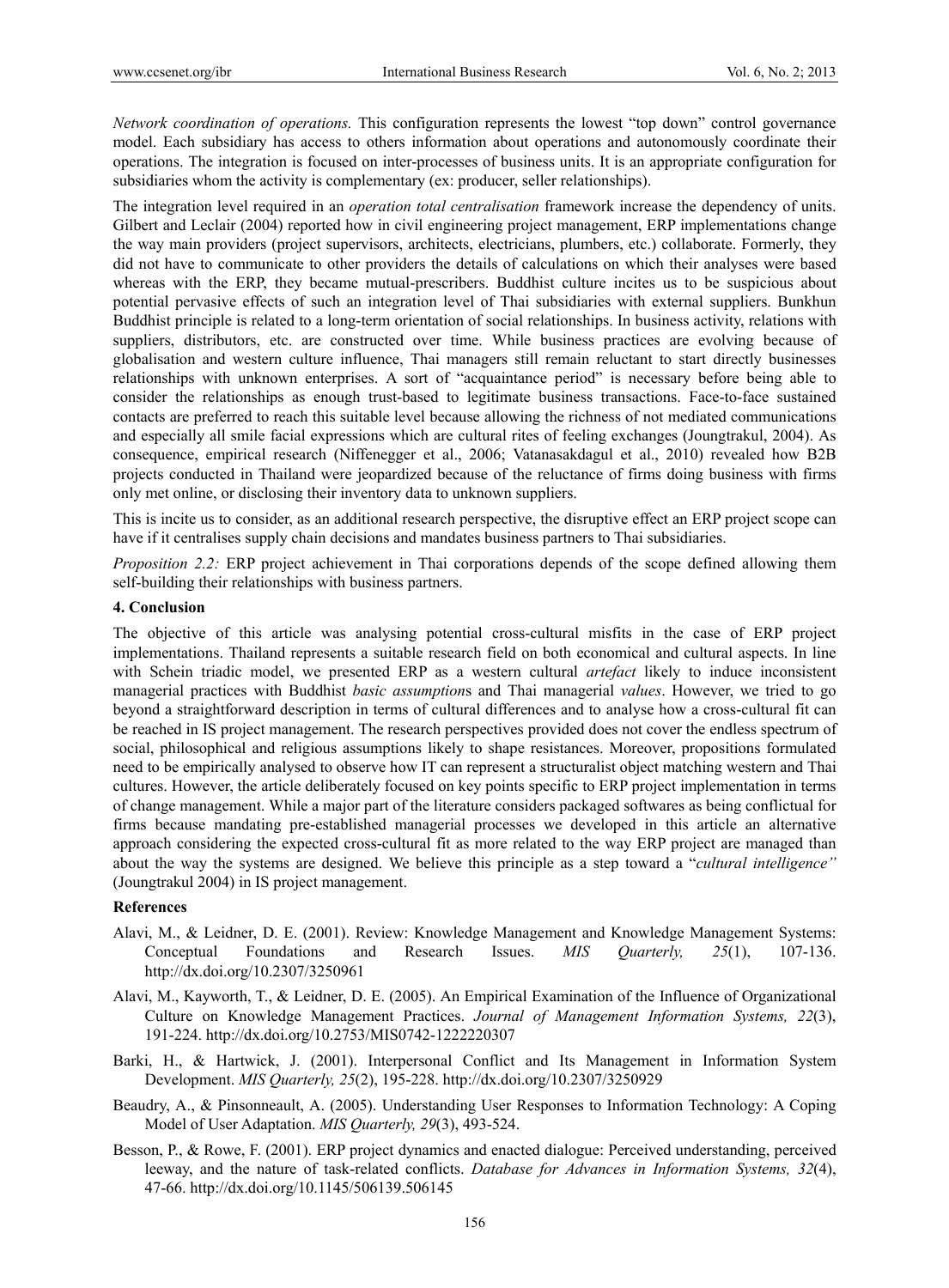*Network coordination of operations.* This configuration represents the lowest "top down" control governance model. Each subsidiary has access to others information about operations and autonomously coordinate their operations. The integration is focused on inter-processes of business units. It is an appropriate configuration for subsidiaries whom the activity is complementary (ex: producer, seller relationships).

The integration level required in an *operation total centralisation* framework increase the dependency of units. Gilbert and Leclair (2004) reported how in civil engineering project management, ERP implementations change the way main providers (project supervisors, architects, electricians, plumbers, etc.) collaborate. Formerly, they did not have to communicate to other providers the details of calculations on which their analyses were based whereas with the ERP, they became mutual-prescribers. Buddhist culture incites us to be suspicious about potential pervasive effects of such an integration level of Thai subsidiaries with external suppliers. Bunkhun Buddhist principle is related to a long-term orientation of social relationships. In business activity, relations with suppliers, distributors, etc. are constructed over time. While business practices are evolving because of globalisation and western culture influence, Thai managers still remain reluctant to start directly businesses relationships with unknown enterprises. A sort of "acquaintance period" is necessary before being able to consider the relationships as enough trust-based to legitimate business transactions. Face-to-face sustained contacts are preferred to reach this suitable level because allowing the richness of not mediated communications and especially all smile facial expressions which are cultural rites of feeling exchanges (Joungtrakul, 2004). As consequence, empirical research (Niffenegger et al., 2006; Vatanasakdagul et al., 2010) revealed how B2B projects conducted in Thailand were jeopardized because of the reluctance of firms doing business with firms only met online, or disclosing their inventory data to unknown suppliers.

This is incite us to consider, as an additional research perspective, the disruptive effect an ERP project scope can have if it centralises supply chain decisions and mandates business partners to Thai subsidiaries.

*Proposition 2.2:* ERP project achievement in Thai corporations depends of the scope defined allowing them self-building their relationships with business partners.

## 4. Conclusion

The objective of this article was analysing potential cross-cultural misfits in the case of ERP project implementations. Thailand represents a suitable research field on both economical and cultural aspects. In line with Schein triadic model, we presented ERP as a western cultural *artefact* likely to induce inconsistent managerial practices with Buddhist *basic assumption*s and Thai managerial *values*. However, we tried to go beyond a straightforward description in terms of cultural differences and to analyse how a cross-cultural fit can be reached in IS project management. The research perspectives provided does not cover the endless spectrum of social, philosophical and religious assumptions likely to shape resistances. Moreover, propositions formulated need to be empirically analysed to observe how IT can represent a structuralist object matching western and Thai cultures. However, the article deliberately focused on key points specific to ERP project implementation in terms of change management. While a major part of the literature considers packaged softwares as being conflictual for firms because mandating pre-established managerial processes we developed in this article an alternative approach considering the expected cross-cultural fit as more related to the way ERP project are managed than about the way the systems are designed. We believe this principle as a step toward a "*cultural intelligence"* (Joungtrakul 2004) in IS project management.

## References

Alavi, M., & Leidner, D. E. (2001). Review: Knowledge Management and Knowledge Management Systems: Conceptual Foundations and Research Issues. *MIS Quarterly, 25*(1), 107-136. http://dx.doi.org/10.2307/3250961

Alavi, M., Kayworth, T., & Leidner, D. E. (2005). An Empirical Examination of the Influence of Organizational Culture on Knowledge Management Practices. *Journal of Management Information Systems, 22*(3), 191-224. http://dx.doi.org/10.2753/MIS0742-1222220307

Barki, H., & Hartwick, J. (2001). Interpersonal Conflict and Its Management in Information System Development. *MIS Quarterly, 25*(2), 195-228. http://dx.doi.org/10.2307/3250929

Beaudry, A., & Pinsonneault, A. (2005). Understanding User Responses to Information Technology: A Coping Model of User Adaptation. *MIS Quarterly, 29*(3), 493-524.

Besson, P., & Rowe, F. (2001). ERP project dynamics and enacted dialogue: Perceived understanding, perceived leeway, and the nature of task-related conflicts. *Database for Advances in Information Systems, 32*(4), 47-66. http://dx.doi.org/10.1145/506139.506145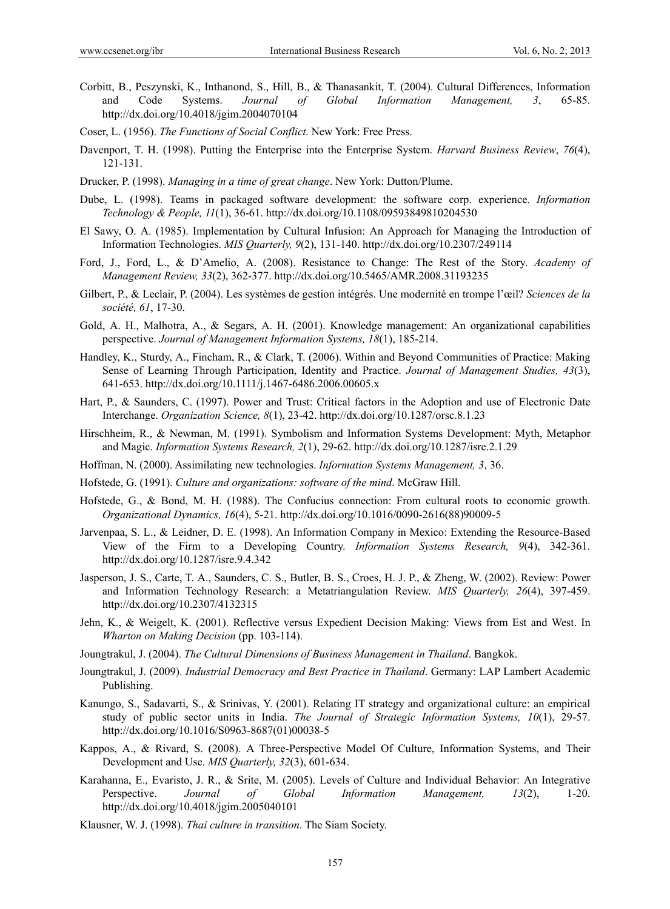Corbitt, B., Peszynski, K., Inthanond, S., Hill, B., & Thanasankit, T. (2004). Cultural Differences, Information and Code Systems. *Journal of Global Information Management, 3*, 65-85. http://dx.doi.org/10.4018/jgim.2004070104

Coser, L. (1956). *The Functions of Social Conflict*. New York: Free Press.

Davenport, T. H. (1998). Putting the Enterprise into the Enterprise System. *Harvard Business Review*, *76*(4), 121-131.

Drucker, P. (1998). *Managing in a time of great change*. New York: Dutton/Plume.

Dube, L. (1998). Teams in packaged software development: the software corp. experience. *Information Technology & People, 11*(1), 36-61. http://dx.doi.org/10.1108/09593849810204530

El Sawy, O. A. (1985). Implementation by Cultural Infusion: An Approach for Managing the Introduction of Information Technologies. *MIS Quarterly, 9*(2), 131-140. http://dx.doi.org/10.2307/249114

Ford, J., Ford, L., & D'Amelio, A. (2008). Resistance to Change: The Rest of the Story. *Academy of Management Review, 33*(2), 362-377. http://dx.doi.org/10.5465/AMR.2008.31193235

Gilbert, P., & Leclair, P. (2004). Les systèmes de gestion intégrés. Une modernité en trompe l'œil? *Sciences de la société, 61*, 17-30.

Gold, A. H., Malhotra, A., & Segars, A. H. (2001). Knowledge management: An organizational capabilities perspective. *Journal of Management Information Systems, 18*(1), 185-214.

Handley, K., Sturdy, A., Fincham, R., & Clark, T. (2006). Within and Beyond Communities of Practice: Making Sense of Learning Through Participation, Identity and Practice. *Journal of Management Studies, 43*(3), 641-653. http://dx.doi.org/10.1111/j.1467-6486.2006.00605.x

Hart, P., & Saunders, C. (1997). Power and Trust: Critical factors in the Adoption and use of Electronic Date Interchange. *Organization Science, 8*(1), 23-42. http://dx.doi.org/10.1287/orsc.8.1.23

Hirschheim, R., & Newman, M. (1991). Symbolism and Information Systems Development: Myth, Metaphor and Magic. *Information Systems Research, 2*(1), 29-62. http://dx.doi.org/10.1287/isre.2.1.29

Hoffman, N. (2000). Assimilating new technologies. *Information Systems Management, 3*, 36.

Hofstede, G. (1991). *Culture and organizations: software of the mind*. McGraw Hill.

Hofstede, G., & Bond, M. H. (1988). The Confucius connection: From cultural roots to economic growth. *Organizational Dynamics, 16*(4), 5-21. http://dx.doi.org/10.1016/0090-2616(88)90009-5

Jarvenpaa, S. L., & Leidner, D. E. (1998). An Information Company in Mexico: Extending the Resource-Based View of the Firm to a Developing Country. *Information Systems Research, 9*(4), 342-361. http://dx.doi.org/10.1287/isre.9.4.342

Jasperson, J. S., Carte, T. A., Saunders, C. S., Butler, B. S., Croes, H. J. P., & Zheng, W. (2002). Review: Power and Information Technology Research: a Metatriangulation Review. *MIS Quarterly, 26*(4), 397-459. http://dx.doi.org/10.2307/4132315

Jehn, K., & Weigelt, K. (2001). Reflective versus Expedient Decision Making: Views from Est and West. In *Wharton on Making Decision* (pp. 103-114).

Joungtrakul, J. (2004). *The Cultural Dimensions of Business Management in Thailand*. Bangkok.

Joungtrakul, J. (2009). *Industrial Democracy and Best Practice in Thailand*. Germany: LAP Lambert Academic Publishing.

Kanungo, S., Sadavarti, S., & Srinivas, Y. (2001). Relating IT strategy and organizational culture: an empirical study of public sector units in India. *The Journal of Strategic Information Systems, 10*(1), 29-57. http://dx.doi.org/10.1016/S0963-8687(01)00038-5

Kappos, A., & Rivard, S. (2008). A Three-Perspective Model Of Culture, Information Systems, and Their Development and Use. *MIS Quarterly, 32*(3), 601-634.

Karahanna, E., Evaristo, J. R., & Srite, M. (2005). Levels of Culture and Individual Behavior: An Integrative Perspective. *Journal of Global Information Management, 13*(2), 1-20. http://dx.doi.org/10.4018/jgim.2005040101

Klausner, W. J. (1998). *Thai culture in transition*. The Siam Society.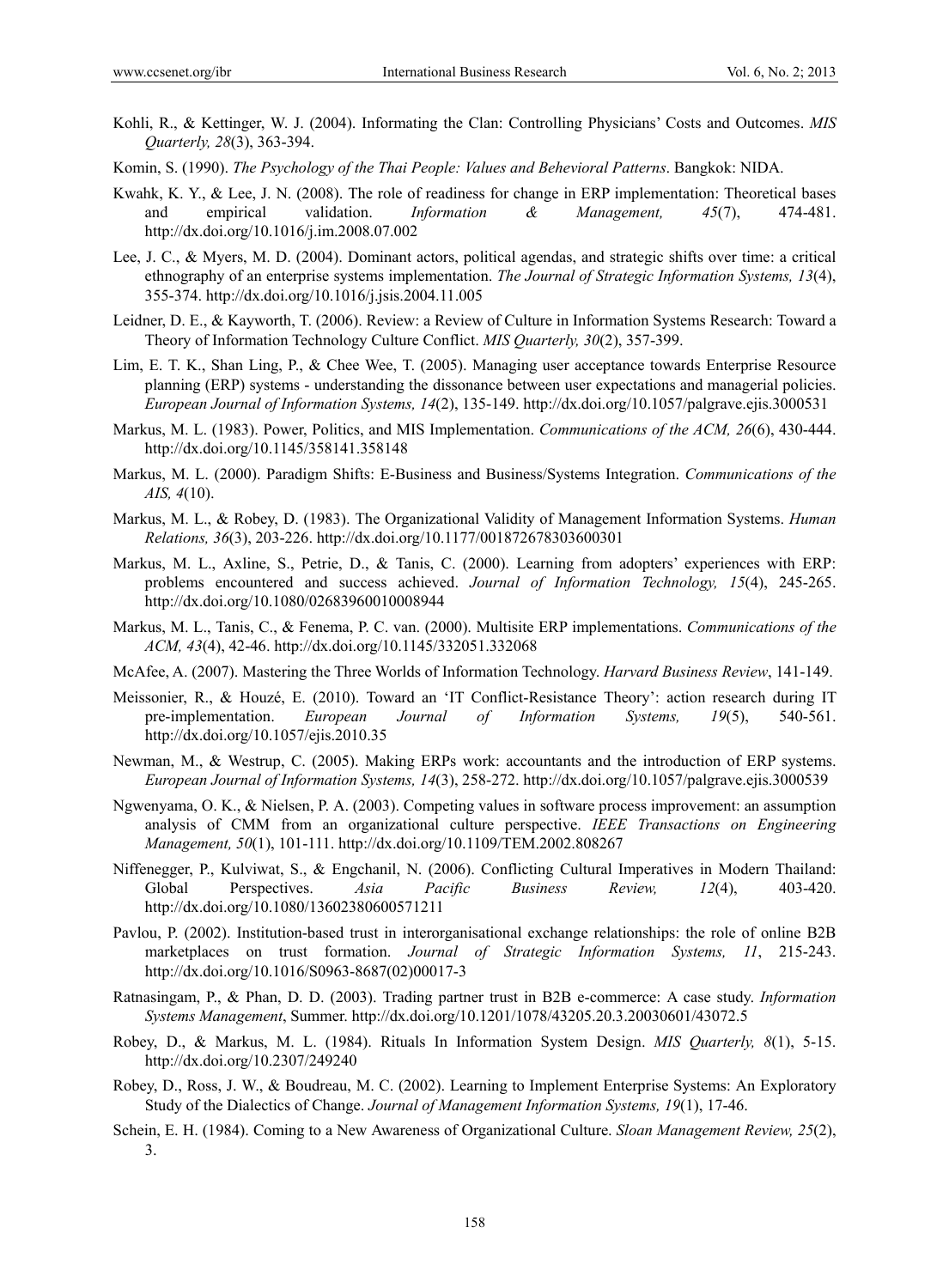Kohli, R., & Kettinger, W. J. (2004). Informating the Clan: Controlling Physicians' Costs and Outcomes. *MIS Quarterly, 28*(3), 363-394.

Komin, S. (1990). *The Psychology of the Thai People: Values and Behevioral Patterns*. Bangkok: NIDA.

Kwahk, K. Y., & Lee, J. N. (2008). The role of readiness for change in ERP implementation: Theoretical bases and empirical validation. *Information & Management, 45*(7), 474-481. http://dx.doi.org/10.1016/j.im.2008.07.002

Lee, J. C., & Myers, M. D. (2004). Dominant actors, political agendas, and strategic shifts over time: a critical ethnography of an enterprise systems implementation. *The Journal of Strategic Information Systems, 13*(4), 355-374. http://dx.doi.org/10.1016/j.jsis.2004.11.005

Leidner, D. E., & Kayworth, T. (2006). Review: a Review of Culture in Information Systems Research: Toward a Theory of Information Technology Culture Conflict. *MIS Quarterly, 30*(2), 357-399.

Lim, E. T. K., Shan Ling, P., & Chee Wee, T. (2005). Managing user acceptance towards Enterprise Resource planning (ERP) systems - understanding the dissonance between user expectations and managerial policies. *European Journal of Information Systems, 14*(2), 135-149. http://dx.doi.org/10.1057/palgrave.ejis.3000531

Markus, M. L. (1983). Power, Politics, and MIS Implementation. *Communications of the ACM, 26*(6), 430-444. http://dx.doi.org/10.1145/358141.358148

Markus, M. L. (2000). Paradigm Shifts: E-Business and Business/Systems Integration. *Communications of the AIS, 4*(10).

Markus, M. L., & Robey, D. (1983). The Organizational Validity of Management Information Systems. *Human Relations, 36*(3), 203-226. http://dx.doi.org/10.1177/001872678303600301

Markus, M. L., Axline, S., Petrie, D., & Tanis, C. (2000). Learning from adopters' experiences with ERP: problems encountered and success achieved. *Journal of Information Technology, 15*(4), 245-265. http://dx.doi.org/10.1080/02683960010008944

Markus, M. L., Tanis, C., & Fenema, P. C. van. (2000). Multisite ERP implementations. *Communications of the ACM, 43*(4), 42-46. http://dx.doi.org/10.1145/332051.332068

McAfee, A. (2007). Mastering the Three Worlds of Information Technology. *Harvard Business Review*, 141-149.

Meissonier, R., & Houzé, E. (2010). Toward an 'IT Conflict-Resistance Theory': action research during IT pre-implementation. *European Journal of Information Systems, 19*(5), 540-561. http://dx.doi.org/10.1057/ejis.2010.35

Newman, M., & Westrup, C. (2005). Making ERPs work: accountants and the introduction of ERP systems. *European Journal of Information Systems, 14*(3), 258-272. http://dx.doi.org/10.1057/palgrave.ejis.3000539

Ngwenyama, O. K., & Nielsen, P. A. (2003). Competing values in software process improvement: an assumption analysis of CMM from an organizational culture perspective. *IEEE Transactions on Engineering Management, 50*(1), 101-111. http://dx.doi.org/10.1109/TEM.2002.808267

Niffenegger, P., Kulviwat, S., & Engchanil, N. (2006). Conflicting Cultural Imperatives in Modern Thailand: Global Perspectives. *Asia Pacific Business Review, 12*(4), 403-420. http://dx.doi.org/10.1080/13602380600571211

Pavlou, P. (2002). Institution-based trust in interorganisational exchange relationships: the role of online B2B marketplaces on trust formation. *Journal of Strategic Information Systems, 11*, 215-243. http://dx.doi.org/10.1016/S0963-8687(02)00017-3

Ratnasingam, P., & Phan, D. D. (2003). Trading partner trust in B2B e-commerce: A case study. *Information Systems Management*, Summer. http://dx.doi.org/10.1201/1078/43205.20.3.20030601/43072.5

Robey, D., & Markus, M. L. (1984). Rituals In Information System Design. *MIS Quarterly, 8*(1), 5-15. http://dx.doi.org/10.2307/249240

Robey, D., Ross, J. W., & Boudreau, M. C. (2002). Learning to Implement Enterprise Systems: An Exploratory Study of the Dialectics of Change. *Journal of Management Information Systems, 19*(1), 17-46.

Schein, E. H. (1984). Coming to a New Awareness of Organizational Culture. *Sloan Management Review, 25*(2), 3.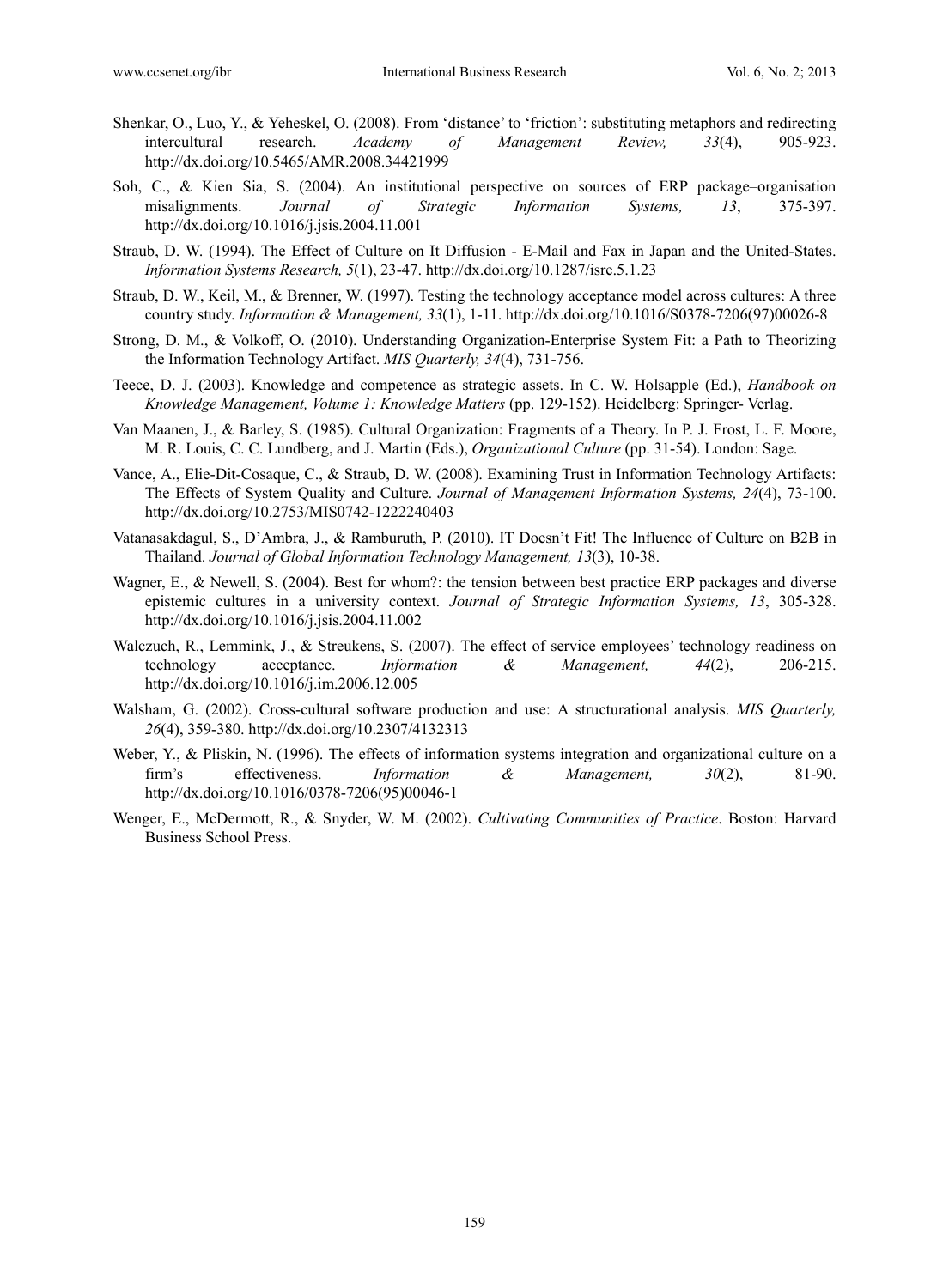Shenkar, O., Luo, Y., & Yeheskel, O. (2008). From 'distance' to 'friction': substituting metaphors and redirecting intercultural research. *Academy of Management Review, 33*(4), 905-923. http://dx.doi.org/10.5465/AMR.2008.34421999

Soh, C., & Kien Sia, S. (2004). An institutional perspective on sources of ERP package–organisation misalignments. *Journal of Strategic Information Systems, 13*, 375-397. http://dx.doi.org/10.1016/j.jsis.2004.11.001

Straub, D. W. (1994). The Effect of Culture on It Diffusion - E-Mail and Fax in Japan and the United-States. *Information Systems Research, 5*(1), 23-47. http://dx.doi.org/10.1287/isre.5.1.23

Straub, D. W., Keil, M., & Brenner, W. (1997). Testing the technology acceptance model across cultures: A three country study. *Information & Management, 33*(1), 1-11. http://dx.doi.org/10.1016/S0378-7206(97)00026-8

Strong, D. M., & Volkoff, O. (2010). Understanding Organization-Enterprise System Fit: a Path to Theorizing the Information Technology Artifact. *MIS Quarterly, 34*(4), 731-756.

Teece, D. J. (2003). Knowledge and competence as strategic assets. In C. W. Holsapple (Ed.), *Handbook on Knowledge Management, Volume 1: Knowledge Matters* (pp. 129-152). Heidelberg: Springer- Verlag.

Van Maanen, J., & Barley, S. (1985). Cultural Organization: Fragments of a Theory. In P. J. Frost, L. F. Moore, M. R. Louis, C. C. Lundberg, and J. Martin (Eds.), *Organizational Culture* (pp. 31-54). London: Sage.

Vance, A., Elie-Dit-Cosaque, C., & Straub, D. W. (2008). Examining Trust in Information Technology Artifacts: The Effects of System Quality and Culture. *Journal of Management Information Systems, 24*(4), 73-100. http://dx.doi.org/10.2753/MIS0742-1222240403

Vatanasakdagul, S., D'Ambra, J., & Ramburuth, P. (2010). IT Doesn't Fit! The Influence of Culture on B2B in Thailand. *Journal of Global Information Technology Management, 13*(3), 10-38.

Wagner, E., & Newell, S. (2004). Best for whom?: the tension between best practice ERP packages and diverse epistemic cultures in a university context. *Journal of Strategic Information Systems, 13*, 305-328. http://dx.doi.org/10.1016/j.jsis.2004.11.002

Walczuch, R., Lemmink, J., & Streukens, S. (2007). The effect of service employees' technology readiness on technology acceptance. *Information & Management, 44*(2), 206-215. http://dx.doi.org/10.1016/j.im.2006.12.005

Walsham, G. (2002). Cross-cultural software production and use: A structurational analysis. *MIS Quarterly, 26*(4), 359-380. http://dx.doi.org/10.2307/4132313

Weber, Y., & Pliskin, N. (1996). The effects of information systems integration and organizational culture on a firm's effectiveness. *Information & Management, 30*(2), 81-90. http://dx.doi.org/10.1016/0378-7206(95)00046-1

Wenger, E., McDermott, R., & Snyder, W. M. (2002). *Cultivating Communities of Practice*. Boston: Harvard Business School Press.